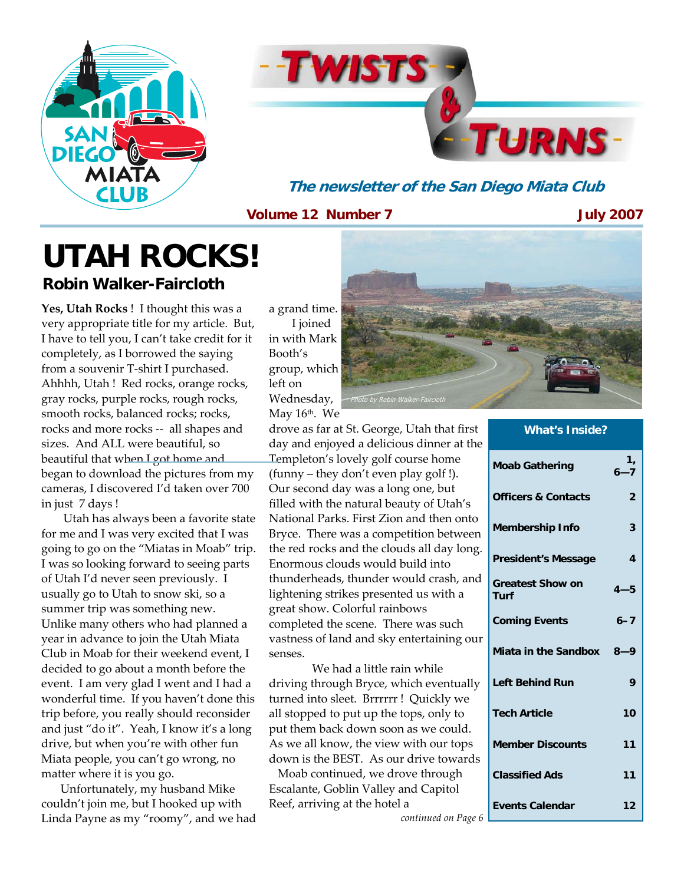# TWISTS & TURNS

*The newsletter of the San Diego Miata Club*

**Volume 12 Number 7** — **July 2007**

# UTAH ROCKS!

## Robin Walker-Faircloth

**Yes, Utah Rocks** ! I thought this was a very appropriate title for my article. But, I have to tell you, I can't take credit for it completely, as I borrowed the saying from a souvenir T-shirt I purchased. Ahhhh, Utah ! Red rocks, orange rocks, gray rocks, purple rocks, brown rocks, smooth rocks, balanced rocks; rocks, rocks and more rocks -- all shapes and sizes. And ALL were beautiful, so beautiful that when I got home and began to download the pictures from my cameras, I discovered I'd taken over 700 in just 7 days !

Utah has always been a favorite state for me and I was very excited that I was going to go on the "Miatas in Moab" trip. I was so looking forward to seeing parts of Utah I'd never seen previously. I usually go to Utah to snow ski, so a summer trip was something new. Unlike many others who had planned a year in advance to join the Utah Miata Club in Moab for their weekend event, I decided to go about a month before the event. I am very glad I went and I had a wonderful time. If you haven't done this trip before, you really should reconsider and just "do it". Yeah, I know it's a long drive, but when you're with other fun Miata people, you can't go wrong, no matter where it is you go.

Unfortunately, my husband Mike couldn't join me, but I hooked up with Linda Payne as my "roomy", and we had a grand time.

I joined in with Mark Booth's group, which left on Wednesday, May 16th. We drove as far at St. George, Utah that first day and enjoyed a delicious dinner at the Templeton's lovely golf course home (funny – they don't even play golf !). Our second day was a long one, but filled with the natural beauty of Utah's National Parks. First Zion and then onto Bryce. There was a competition between the red rocks and the clouds all day long. Enormous clouds would build into thunderheads, thunder would crash, and lightening strikes presented us with a great show. Colorful rainbows completed the scene. There was such vastness of land and sky entertaining our senses.

We had a little rain while driving through Bryce, which eventually turned into sleet. Brrrrrr ! Quickly we all stopped to put up the tops, only to put them back down soon as we could. As we all know, the view with our tops down is the BEST. As our drive towards Moab continued, we drove through Escalante, Goblin Valley and Capitol Reef, arriving at the hotel a

*continued on Page 6*

*Photo by Robin Walker-Faircloth*

| What's Inside? | |
|---|---|
| Moab Gathering | 1, 6—7 |
| Officers & Contacts | 2 |
| Membership Info | 3 |
| President's Message | 4 |
| Greatest Show on Turf | 4—5 |
| Coming Events | 6–7 |
| Miata in the Sandbox | 8—9 |
| Left Behind Run | 9 |
| Tech Article | 10 |
| Member Discounts | 11 |
| Classified Ads | 11 |
| Events Calendar | 12 |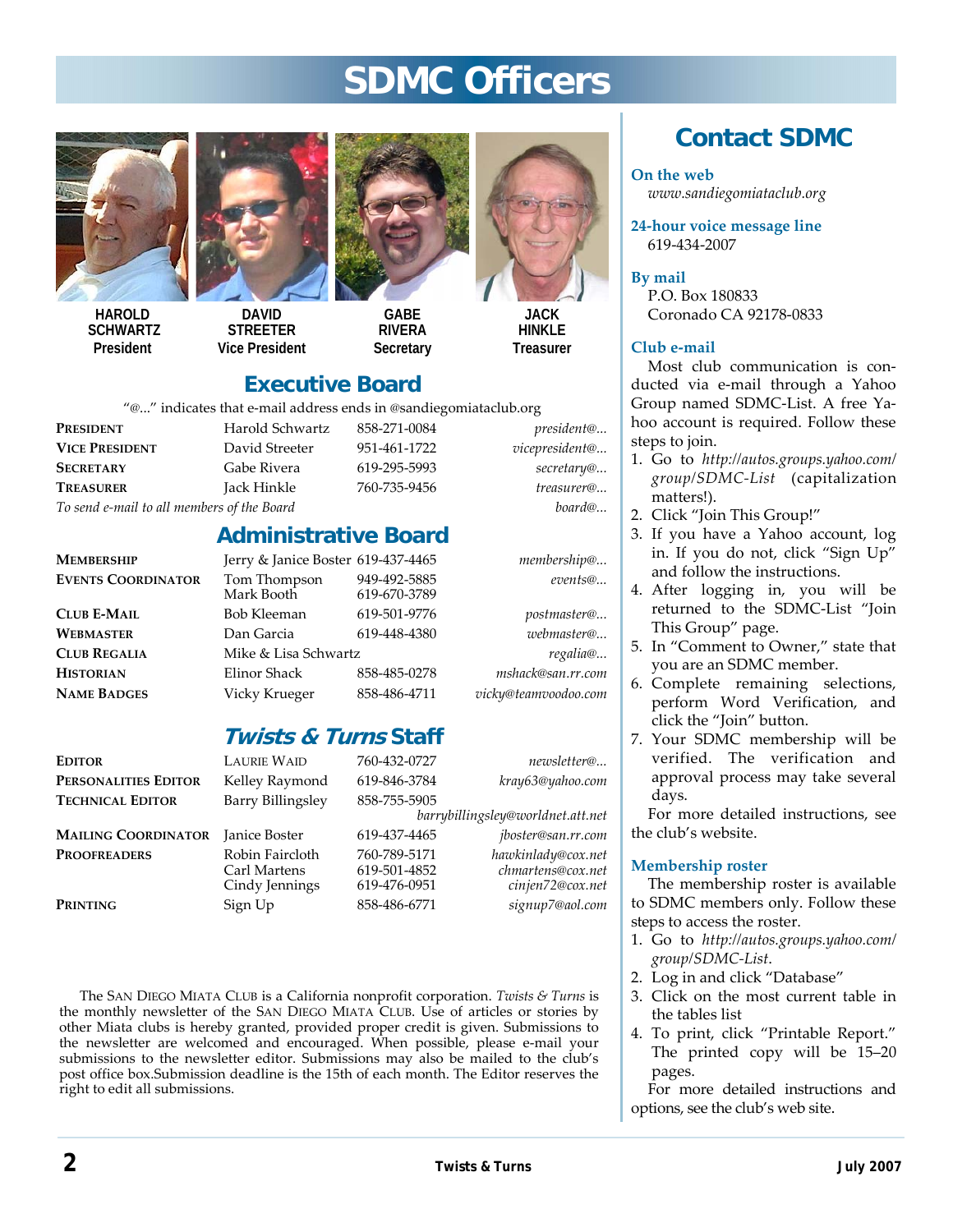# SDMC Officers

**HAROLD SCHWARTZ**
President

**DAVID STREETER**
Vice President

**GABE RIVERA**
Secretary

**JACK HINKLE**
Treasurer

## Executive Board

"@..." indicates that e-mail address ends in @sandiegomiataclub.org

| | | | |
|---|---|---|---|
| **President** | Harold Schwartz | 858-271-0084 | *president@...* |
| **Vice President** | David Streeter | 951-461-1722 | *vicepresident@...* |
| **Secretary** | Gabe Rivera | 619-295-5993 | *secretary@...* |
| **Treasurer** | Jack Hinkle | 760-735-9456 | *treasurer@...* |
| *To send e-mail to all members of the Board* | | | *board@...* |

## Administrative Board

| | | | |
|---|---|---|---|
| **Membership** | Jerry & Janice Boster | 619-437-4465 | *membership@...* |
| **Events Coordinator** | Tom Thompson<br>Mark Booth | 949-492-5885<br>619-670-3789 | *events@...* |
| **Club E-Mail** | Bob Kleeman | 619-501-9776 | *postmaster@...* |
| **Webmaster** | Dan Garcia | 619-448-4380 | *webmaster@...* |
| **Club Regalia** | Mike & Lisa Schwartz | | *regalia@...* |
| **Historian** | Elinor Shack | 858-485-0278 | *mshack@san.rr.com* |
| **Name Badges** | Vicky Krueger | 858-486-4711 | *vicky@teamvoodoo.com* |

## *Twists & Turns* Staff

| | | | |
|---|---|---|---|
| **Editor** | Laurie Waid | 760-432-0727 | *newsletter@...* |
| **Personalities Editor** | Kelley Raymond | 619-846-3784 | *kray63@yahoo.com* |
| **Technical Editor** | Barry Billingsley | 858-755-5905 | *barrybillingsley@worldnet.att.net* |
| **Mailing Coordinator** | Janice Boster | 619-437-4465 | *jboster@san.rr.com* |
| **Proofreaders** | Robin Faircloth<br>Carl Martens<br>Cindy Jennings | 760-789-5171<br>619-501-4852<br>619-476-0951 | *hawkinlady@cox.net*<br>*chmartens@cox.net*<br>*cinjen72@cox.net* |
| **Printing** | Sign Up | 858-486-6771 | *signup7@aol.com* |

The San Diego Miata Club is a California nonprofit corporation. *Twists & Turns* is the monthly newsletter of the San Diego Miata Club. Use of articles or stories by other Miata clubs is hereby granted, provided proper credit is given. Submissions to the newsletter are welcomed and encouraged. When possible, please e-mail your submissions to the newsletter editor. Submissions may also be mailed to the club's post office box.Submission deadline is the 15th of each month. The Editor reserves the right to edit all submissions.

## Contact SDMC

### On the web

*www.sandiegomiataclub.org*

### 24-hour voice message line

619-434-2007

### By mail

P.O. Box 180833
Coronado CA 92178-0833

### Club e-mail

Most club communication is conducted via e-mail through a Yahoo Group named SDMC-List. A free Yahoo account is required. Follow these steps to join.

1. Go to *http://autos.groups.yahoo.com/group/SDMC-List* (capitalization matters!).
2. Click "Join This Group!"
3. If you have a Yahoo account, log in. If you do not, click "Sign Up" and follow the instructions.
4. After logging in, you will be returned to the SDMC-List "Join This Group" page.
5. In "Comment to Owner," state that you are an SDMC member.
6. Complete remaining selections, perform Word Verification, and click the "Join" button.
7. Your SDMC membership will be verified. The verification and approval process may take several days.

For more detailed instructions, see the club's website.

### Membership roster

The membership roster is available to SDMC members only. Follow these steps to access the roster.

1. Go to *http://autos.groups.yahoo.com/group/SDMC-List*.
2. Log in and click "Database"
3. Click on the most current table in the tables list
4. To print, click "Printable Report." The printed copy will be 15–20 pages.

For more detailed instructions and options, see the club's web site.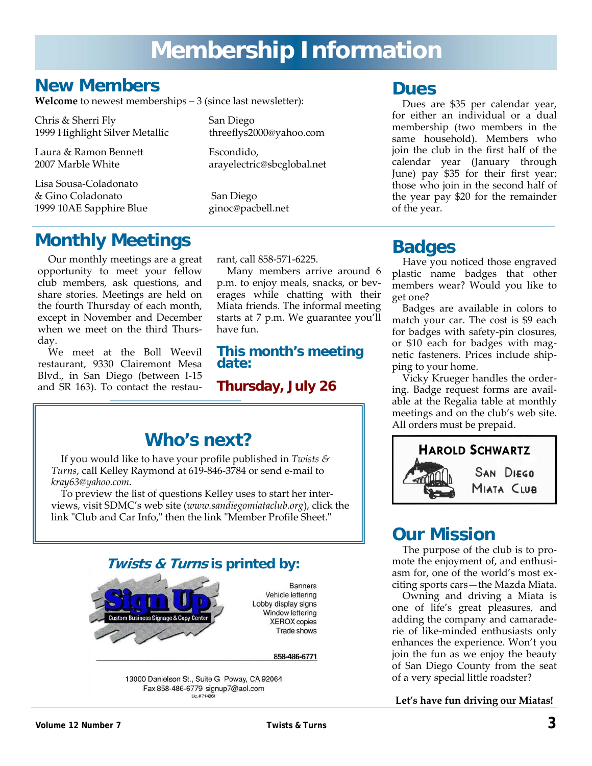# Membership Information

## New Members

**Welcome** to newest memberships – 3 (since last newsletter):

Chris & Sherri Fly
1999 Highlight Silver Metallic
San Diego
threeflys2000@yahoo.com

Laura & Ramon Bennett
2007 Marble White
Escondido,
arayelectric@sbcglobal.net

Lisa Sousa-Coladonato
& Gino Coladonato
1999 10AE Sapphire Blue
San Diego
ginoc@pacbell.net

## Dues

Dues are $35 per calendar year, for either an individual or a dual membership (two members in the same household). Members who join the club in the first half of the calendar year (January through June) pay $35 for their first year; those who join in the second half of the year pay $20 for the remainder of the year.

## Monthly Meetings

Our monthly meetings are a great opportunity to meet your fellow club members, ask questions, and share stories. Meetings are held on the fourth Thursday of each month, except in November and December when we meet on the third Thursday.

We meet at the Boll Weevil restaurant, 9330 Clairemont Mesa Blvd., in San Diego (between I-15 and SR 163). To contact the restaurant, call 858-571-6225.

Many members arrive around 6 p.m. to enjoy meals, snacks, or beverages while chatting with their Miata friends. The informal meeting starts at 7 p.m. We guarantee you'll have fun.

### This month's meeting date:

**Thursday, July 26**

## Badges

Have you noticed those engraved plastic name badges that other members wear? Would you like to get one?

Badges are available in colors to match your car. The cost is $9 each for badges with safety-pin closures, or $10 each for badges with magnetic fasteners. Prices include shipping to your home.

Vicky Krueger handles the ordering. Badge request forms are available at the Regalia table at monthly meetings and on the club's web site. All orders must be prepaid.

HAROLD SCHWARTZ
SAN DIEGO
MIATA CLUB

## Who's next?

If you would like to have your profile published in *Twists & Turns*, call Kelley Raymond at 619-846-3784 or send e-mail to *kray63@yahoo.com*.

To preview the list of questions Kelley uses to start her interviews, visit SDMC's web site (*www.sandiegomiataclub.org*), click the link "Club and Car Info," then the link "Member Profile Sheet."

### *Twists & Turns* is printed by:

Sign Up
Custom Business Signage & Copy Center

Banners
Vehicle lettering
Lobby display signs
Window lettering
XEROX copies
Trade shows

858-486-6771

13000 Danielson St., Suite G Poway, CA 92064
Fax 858-486-6779 signup7@aol.com
Lic.# 714861

## Our Mission

The purpose of the club is to promote the enjoyment of, and enthusiasm for, one of the world's most exciting sports cars—the Mazda Miata.

Owning and driving a Miata is one of life's great pleasures, and adding the company and camaraderie of like-minded enthusiasts only enhances the experience. Won't you join the fun as we enjoy the beauty of San Diego County from the seat of a very special little roadster?

**Let's have fun driving our Miatas!**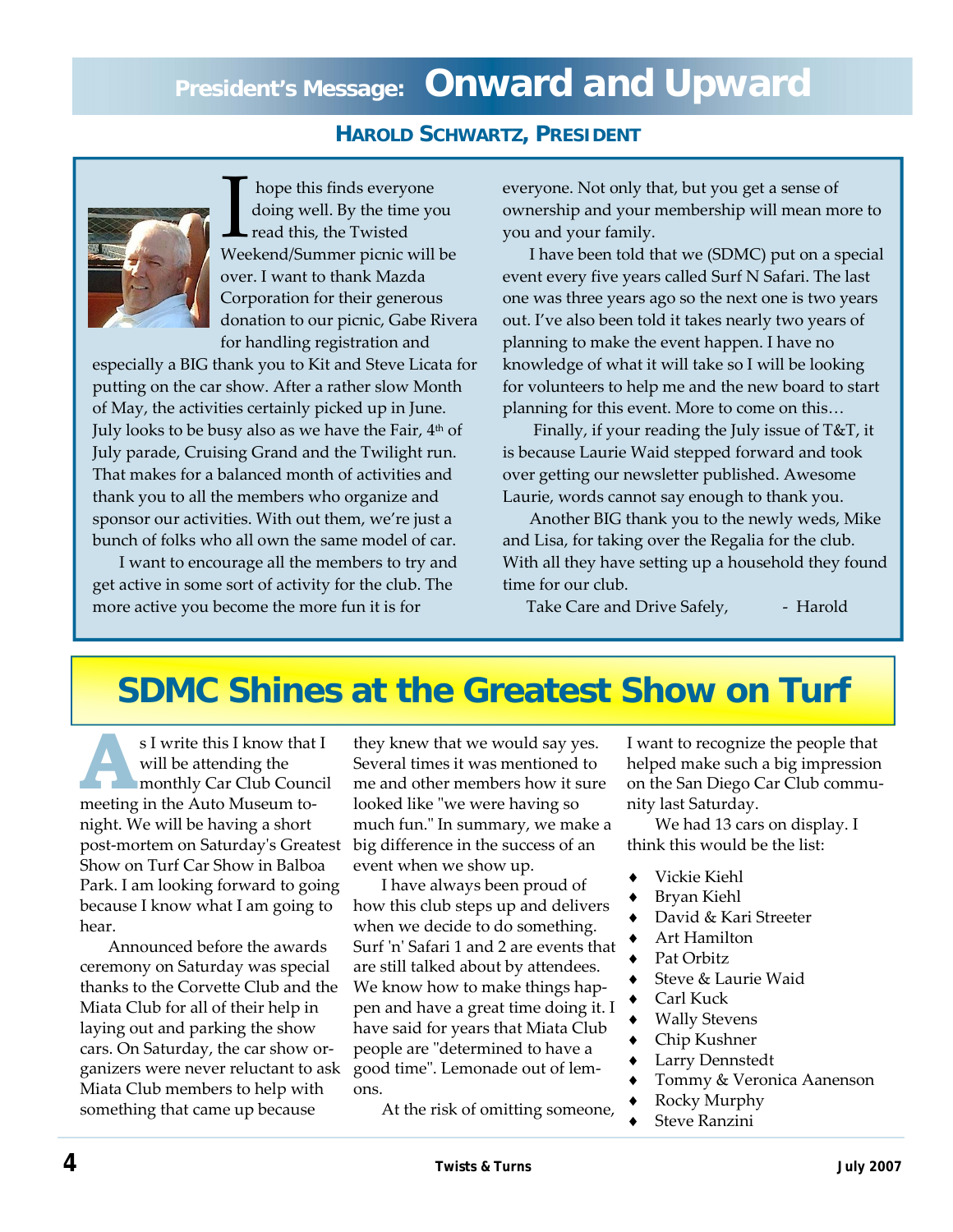# President's Message: Onward and Upward

### Harold Schwartz, President

I hope this finds everyone doing well. By the time you read this, the Twisted Weekend/Summer picnic will be over. I want to thank Mazda Corporation for their generous donation to our picnic, Gabe Rivera for handling registration and especially a BIG thank you to Kit and Steve Licata for putting on the car show. After a rather slow Month of May, the activities certainly picked up in June. July looks to be busy also as we have the Fair, 4th of July parade, Cruising Grand and the Twilight run. That makes for a balanced month of activities and thank you to all the members who organize and sponsor our activities. With out them, we're just a bunch of folks who all own the same model of car.

I want to encourage all the members to try and get active in some sort of activity for the club. The more active you become the more fun it is for everyone. Not only that, but you get a sense of ownership and your membership will mean more to you and your family.

I have been told that we (SDMC) put on a special event every five years called Surf N Safari. The last one was three years ago so the next one is two years out. I've also been told it takes nearly two years of planning to make the event happen. I have no knowledge of what it will take so I will be looking for volunteers to help me and the new board to start planning for this event. More to come on this…

Finally, if your reading the July issue of T&T, it is because Laurie Waid stepped forward and took over getting our newsletter published. Awesome Laurie, words cannot say enough to thank you.

Another BIG thank you to the newly weds, Mike and Lisa, for taking over the Regalia for the club. With all they have setting up a household they found time for our club.

Take Care and Drive Safely, - Harold

# SDMC Shines at the Greatest Show on Turf

As I write this I know that I will be attending the monthly Car Club Council meeting in the Auto Museum tonight. We will be having a short post-mortem on Saturday's Greatest Show on Turf Car Show in Balboa Park. I am looking forward to going because I know what I am going to hear.

Announced before the awards ceremony on Saturday was special thanks to the Corvette Club and the Miata Club for all of their help in laying out and parking the show cars. On Saturday, the car show organizers were never reluctant to ask Miata Club members to help with something that came up because they knew that we would say yes. Several times it was mentioned to me and other members how it sure looked like "we were having so much fun." In summary, we make a big difference in the success of an event when we show up.

I have always been proud of how this club steps up and delivers when we decide to do something. Surf 'n' Safari 1 and 2 are events that are still talked about by attendees. We know how to make things happen and have a great time doing it. I have said for years that Miata Club people are "determined to have a good time". Lemonade out of lemons.

At the risk of omitting someone, I want to recognize the people that helped make such a big impression on the San Diego Car Club community last Saturday.

We had 13 cars on display. I think this would be the list:

- Vickie Kiehl
- Bryan Kiehl
- David & Kari Streeter
- Art Hamilton
- Pat Orbitz
- Steve & Laurie Waid
- Carl Kuck
- Wally Stevens
- Chip Kushner
- Larry Dennstedt
- Tommy & Veronica Aanenson
- Rocky Murphy
- Steve Ranzini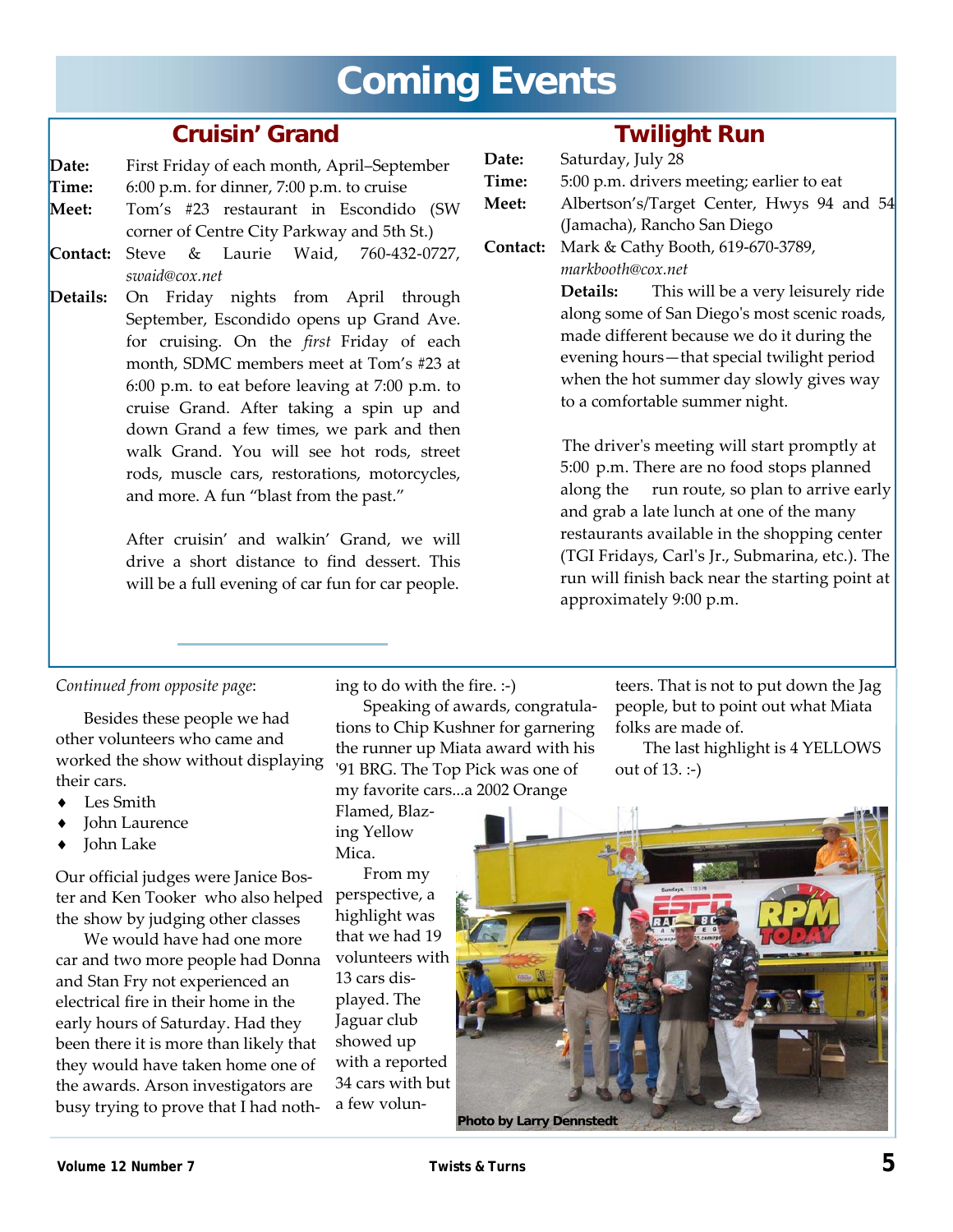# Coming Events

## Cruisin' Grand

**Date:** First Friday of each month, April–September

**Time:** 6:00 p.m. for dinner, 7:00 p.m. to cruise

**Meet:** Tom's #23 restaurant in Escondido (SW corner of Centre City Parkway and 5th St.)

**Contact:** Steve & Laurie Waid, 760-432-0727, *swaid@cox.net*

**Details:** On Friday nights from April through September, Escondido opens up Grand Ave. for cruising. On the *first* Friday of each month, SDMC members meet at Tom's #23 at 6:00 p.m. to eat before leaving at 7:00 p.m. to cruise Grand. After taking a spin up and down Grand a few times, we park and then walk Grand. You will see hot rods, street rods, muscle cars, restorations, motorcycles, and more. A fun "blast from the past."

After cruisin' and walkin' Grand, we will drive a short distance to find dessert. This will be a full evening of car fun for car people.

## Twilight Run

**Date:** Saturday, July 28

**Time:** 5:00 p.m. drivers meeting; earlier to eat

**Meet:** Albertson's/Target Center, Hwys 94 and 54 (Jamacha), Rancho San Diego

**Contact:** Mark & Cathy Booth, 619-670-3789, *markbooth@cox.net*

**Details:** This will be a very leisurely ride along some of San Diego's most scenic roads, made different because we do it during the evening hours—that special twilight period when the hot summer day slowly gives way to a comfortable summer night.

The driver's meeting will start promptly at 5:00 p.m. There are no food stops planned along the run route, so plan to arrive early and grab a late lunch at one of the many restaurants available in the shopping center (TGI Fridays, Carl's Jr., Submarina, etc.). The run will finish back near the starting point at approximately 9:00 p.m.

---

*Continued from opposite page*:

Besides these people we had other volunteers who came and worked the show without displaying their cars.

- Les Smith
- John Laurence
- John Lake

Our official judges were Janice Boster and Ken Tooker who also helped the show by judging other classes

We would have had one more car and two more people had Donna and Stan Fry not experienced an electrical fire in their home in the early hours of Saturday. Had they been there it is more than likely that they would have taken home one of the awards. Arson investigators are busy trying to prove that I had nothing to do with the fire. :-)

Speaking of awards, congratulations to Chip Kushner for garnering the runner up Miata award with his '91 BRG. The Top Pick was one of my favorite cars...a 2002 Orange Flamed, Blazing Yellow Mica.

From my perspective, a highlight was that we had 19 volunteers with 13 cars displayed. The Jaguar club showed up with a reported 34 cars with but a few volunteers. That is not to put down the Jag people, but to point out what Miata folks are made of.

The last highlight is 4 YELLOWS out of 13. :-)

Photo by Larry Dennstedt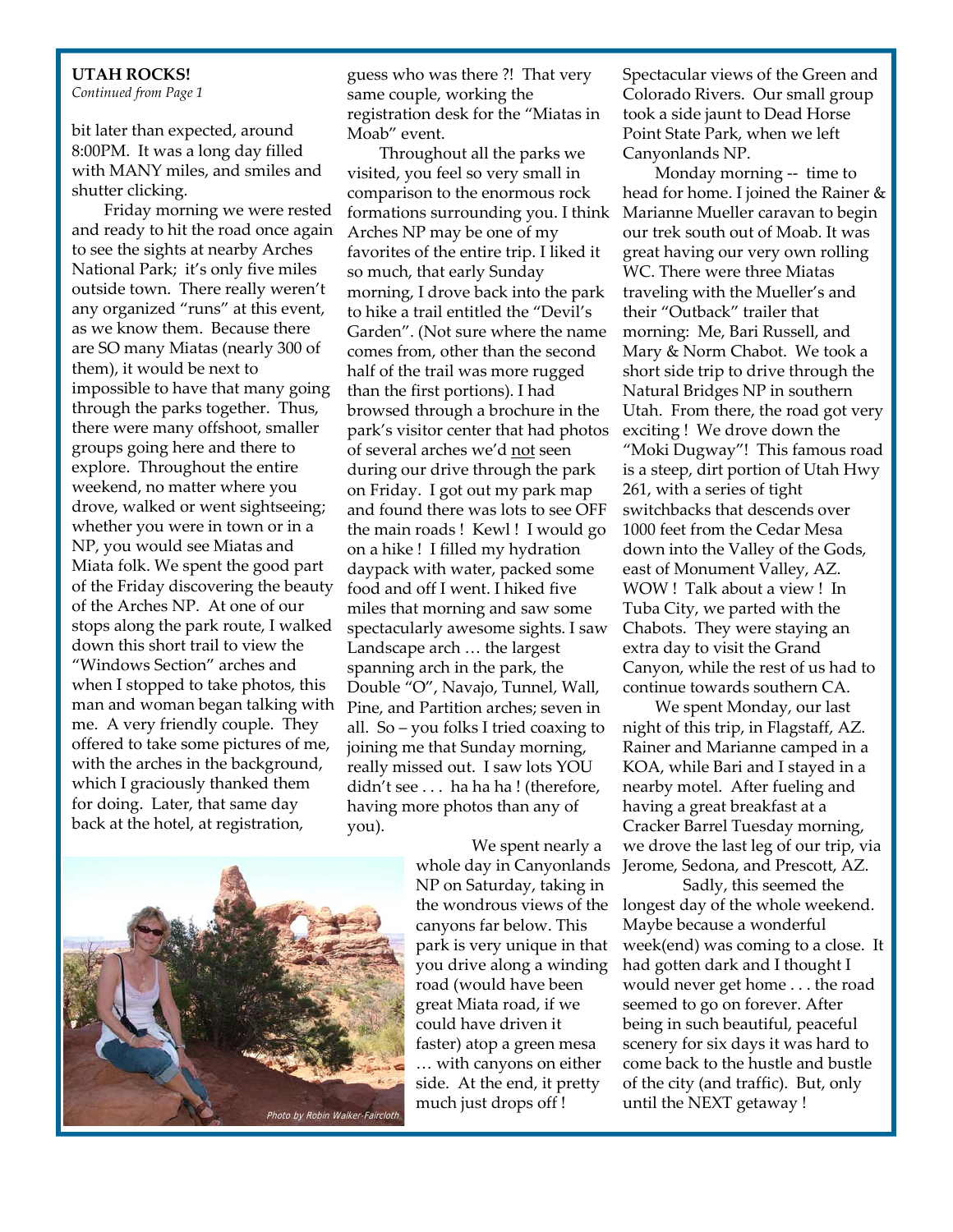**UTAH ROCKS!**

*Continued from Page 1*

bit later than expected, around 8:00PM. It was a long day filled with MANY miles, and smiles and shutter clicking.

Friday morning we were rested and ready to hit the road once again to see the sights at nearby Arches National Park; it's only five miles outside town. There really weren't any organized "runs" at this event, as we know them. Because there are SO many Miatas (nearly 300 of them), it would be next to impossible to have that many going through the parks together. Thus, there were many offshoot, smaller groups going here and there to explore. Throughout the entire weekend, no matter where you drove, walked or went sightseeing; whether you were in town or in a NP, you would see Miatas and Miata folk. We spent the good part of the Friday discovering the beauty of the Arches NP. At one of our stops along the park route, I walked down this short trail to view the "Windows Section" arches and when I stopped to take photos, this man and woman began talking with me. A very friendly couple. They offered to take some pictures of me, with the arches in the background, which I graciously thanked them for doing. Later, that same day back at the hotel, at registration, guess who was there ?! That very same couple, working the registration desk for the "Miatas in Moab" event.

Throughout all the parks we visited, you feel so very small in comparison to the enormous rock formations surrounding you. I think Arches NP may be one of my favorites of the entire trip. I liked it so much, that early Sunday morning, I drove back into the park to hike a trail entitled the "Devil's Garden". (Not sure where the name comes from, other than the second half of the trail was more rugged than the first portions). I had browsed through a brochure in the park's visitor center that had photos of several arches we'd not seen during our drive through the park on Friday. I got out my park map and found there was lots to see OFF the main roads ! Kewl ! I would go on a hike ! I filled my hydration daypack with water, packed some food and off I went. I hiked five miles that morning and saw some spectacularly awesome sights. I saw Landscape arch … the largest spanning arch in the park, the Double "O", Navajo, Tunnel, Wall, Pine, and Partition arches; seven in all. So – you folks I tried coaxing to joining me that Sunday morning, really missed out. I saw lots YOU didn't see . . . ha ha ha ! (therefore, having more photos than any of you).

Photo by Robin Walker-Faircloth

We spent nearly a whole day in Canyonlands NP on Saturday, taking in the wondrous views of the canyons far below. This park is very unique in that you drive along a winding road (would have been great Miata road, if we could have driven it faster) atop a green mesa … with canyons on either side. At the end, it pretty much just drops off ! Spectacular views of the Green and Colorado Rivers. Our small group took a side jaunt to Dead Horse Point State Park, when we left Canyonlands NP.

Monday morning -- time to head for home. I joined the Rainer & Marianne Mueller caravan to begin our trek south out of Moab. It was great having our very own rolling WC. There were three Miatas traveling with the Mueller's and their "Outback" trailer that morning: Me, Bari Russell, and Mary & Norm Chabot. We took a short side trip to drive through the Natural Bridges NP in southern Utah. From there, the road got very exciting ! We drove down the "Moki Dugway"! This famous road is a steep, dirt portion of Utah Hwy 261, with a series of tight switchbacks that descends over 1000 feet from the Cedar Mesa down into the Valley of the Gods, east of Monument Valley, AZ. WOW ! Talk about a view ! In Tuba City, we parted with the Chabots. They were staying an extra day to visit the Grand Canyon, while the rest of us had to continue towards southern CA.

We spent Monday, our last night of this trip, in Flagstaff, AZ. Rainer and Marianne camped in a KOA, while Bari and I stayed in a nearby motel. After fueling and having a great breakfast at a Cracker Barrel Tuesday morning, we drove the last leg of our trip, via Jerome, Sedona, and Prescott, AZ.

Sadly, this seemed the longest day of the whole weekend. Maybe because a wonderful week(end) was coming to a close. It had gotten dark and I thought I would never get home . . . the road seemed to go on forever. After being in such beautiful, peaceful scenery for six days it was hard to come back to the hustle and bustle of the city (and traffic). But, only until the NEXT getaway !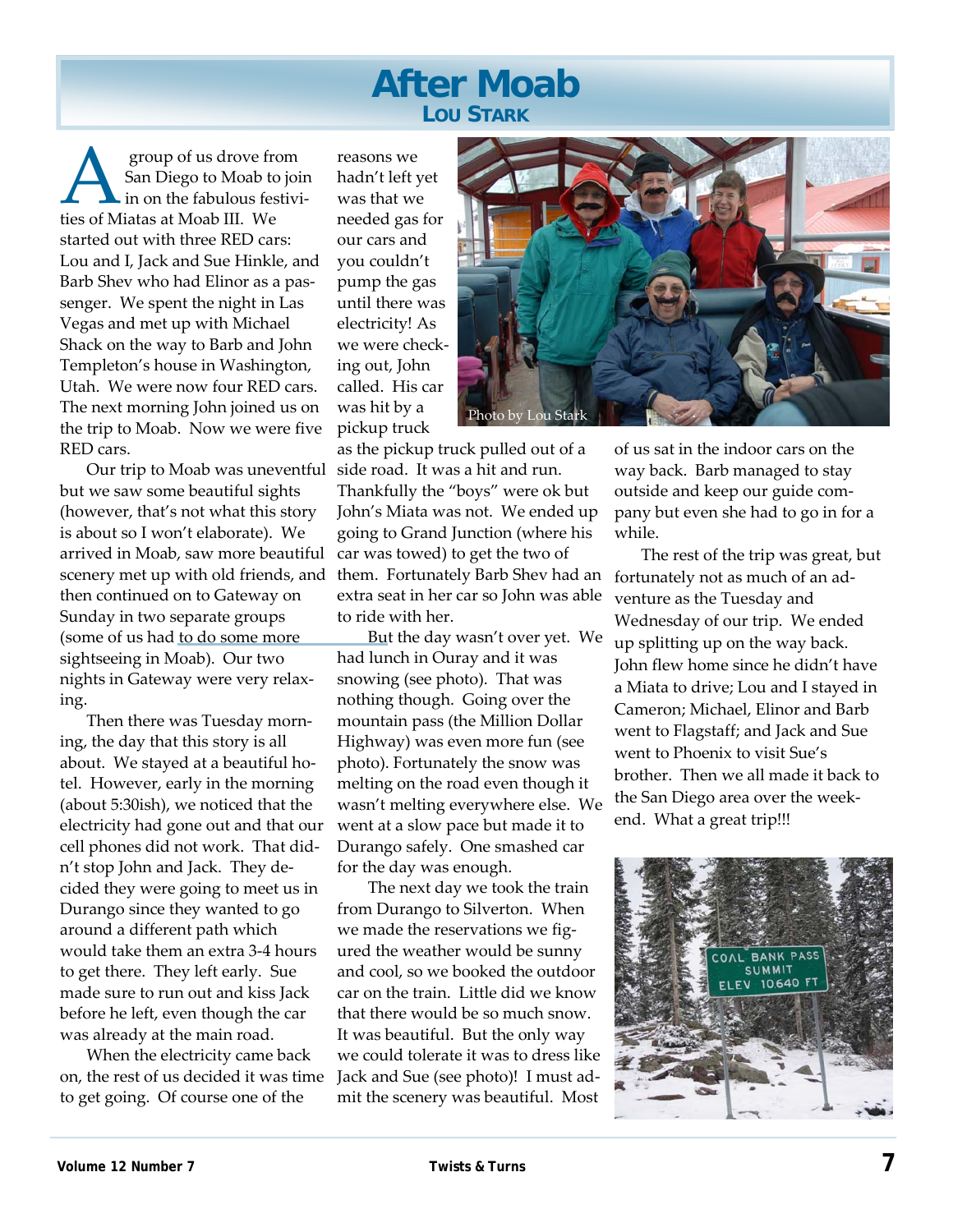# After Moab

## Lou Stark

A group of us drove from San Diego to Moab to join in on the fabulous festivities of Miatas at Moab III. We started out with three RED cars: Lou and I, Jack and Sue Hinkle, and Barb Shev who had Elinor as a passenger. We spent the night in Las Vegas and met up with Michael Shack on the way to Barb and John Templeton's house in Washington, Utah. We were now four RED cars. The next morning John joined us on the trip to Moab. Now we were five RED cars.

Our trip to Moab was uneventful but we saw some beautiful sights (however, that's not what this story is about so I won't elaborate). We arrived in Moab, saw more beautiful scenery met up with old friends, and then continued on to Gateway on Sunday in two separate groups (some of us had to do some more sightseeing in Moab). Our two nights in Gateway were very relaxing.

Then there was Tuesday morning, the day that this story is all about. We stayed at a beautiful hotel. However, early in the morning (about 5:30ish), we noticed that the electricity had gone out and that our cell phones did not work. That didn't stop John and Jack. They decided they were going to meet us in Durango since they wanted to go around a different path which would take them an extra 3-4 hours to get there. They left early. Sue made sure to run out and kiss Jack before he left, even though the car was already at the main road.

When the electricity came back on, the rest of us decided it was time to get going. Of course one of the reasons we hadn't left yet was that we needed gas for our cars and you couldn't pump the gas until there was electricity! As we were checking out, John called. His car was hit by a pickup truck as the pickup truck pulled out of a side road. It was a hit and run. Thankfully the "boys" were ok but John's Miata was not. We ended up going to Grand Junction (where his car was towed) to get the two of them. Fortunately Barb Shev had an extra seat in her car so John was able to ride with her.

Photo by Lou Stark

But the day wasn't over yet. We had lunch in Ouray and it was snowing (see photo). That was nothing though. Going over the mountain pass (the Million Dollar Highway) was even more fun (see photo). Fortunately the snow was melting on the road even though it wasn't melting everywhere else. We went at a slow pace but made it to Durango safely. One smashed car for the day was enough.

The next day we took the train from Durango to Silverton. When we made the reservations we figured the weather would be sunny and cool, so we booked the outdoor car on the train. Little did we know that there would be so much snow. It was beautiful. But the only way we could tolerate it was to dress like Jack and Sue (see photo)! I must admit the scenery was beautiful. Most of us sat in the indoor cars on the way back. Barb managed to stay outside and keep our guide company but even she had to go in for a while.

The rest of the trip was great, but fortunately not as much of an adventure as the Tuesday and Wednesday of our trip. We ended up splitting up on the way back. John flew home since he didn't have a Miata to drive; Lou and I stayed in Cameron; Michael, Elinor and Barb went to Flagstaff; and Jack and Sue went to Phoenix to visit Sue's brother. Then we all made it back to the San Diego area over the weekend. What a great trip!!!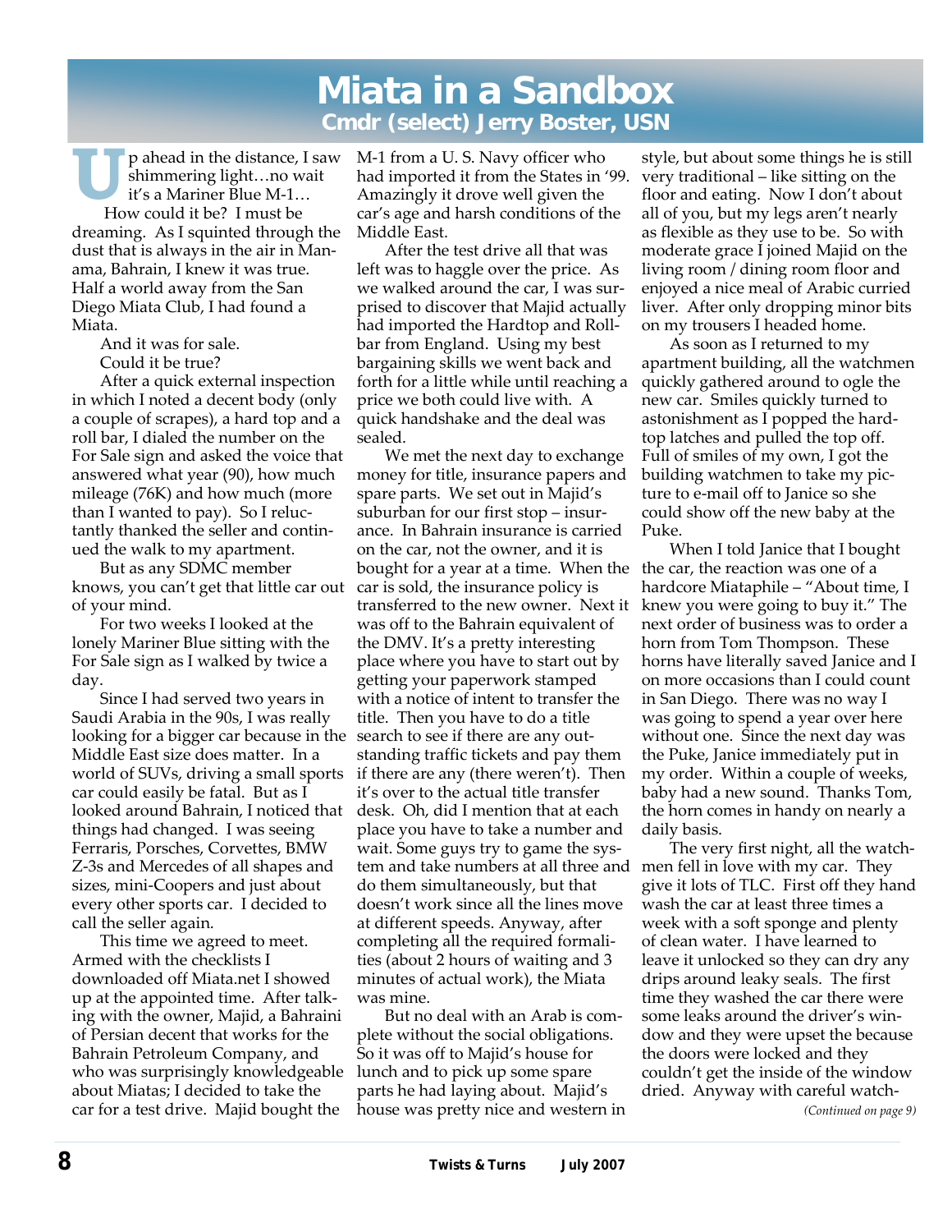# Miata in a Sandbox

## Cmdr (select) Jerry Boster, USN

Up ahead in the distance, I saw shimmering light…no wait it's a Mariner Blue M-1… How could it be? I must be dreaming. As I squinted through the dust that is always in the air in Manama, Bahrain, I knew it was true. Half a world away from the San Diego Miata Club, I had found a Miata.

And it was for sale.

Could it be true?

After a quick external inspection in which I noted a decent body (only a couple of scrapes), a hard top and a roll bar, I dialed the number on the For Sale sign and asked the voice that answered what year (90), how much mileage (76K) and how much (more than I wanted to pay). So I reluctantly thanked the seller and continued the walk to my apartment.

But as any SDMC member knows, you can't get that little car out of your mind.

For two weeks I looked at the lonely Mariner Blue sitting with the For Sale sign as I walked by twice a day.

Since I had served two years in Saudi Arabia in the 90s, I was really looking for a bigger car because in the Middle East size does matter. In a world of SUVs, driving a small sports car could easily be fatal. But as I looked around Bahrain, I noticed that things had changed. I was seeing Ferraris, Porsches, Corvettes, BMW Z-3s and Mercedes of all shapes and sizes, mini-Coopers and just about every other sports car. I decided to call the seller again.

This time we agreed to meet. Armed with the checklists I downloaded off Miata.net I showed up at the appointed time. After talking with the owner, Majid, a Bahraini of Persian decent that works for the Bahrain Petroleum Company, and who was surprisingly knowledgeable about Miatas; I decided to take the car for a test drive. Majid bought the M-1 from a U. S. Navy officer who had imported it from the States in '99. Amazingly it drove well given the car's age and harsh conditions of the Middle East.

After the test drive all that was left was to haggle over the price. As we walked around the car, I was surprised to discover that Majid actually had imported the Hardtop and Rollbar from England. Using my best bargaining skills we went back and forth for a little while until reaching a price we both could live with. A quick handshake and the deal was sealed.

We met the next day to exchange money for title, insurance papers and spare parts. We set out in Majid's suburban for our first stop – insurance. In Bahrain insurance is carried on the car, not the owner, and it is bought for a year at a time. When the car is sold, the insurance policy is transferred to the new owner. Next it was off to the Bahrain equivalent of the DMV. It's a pretty interesting place where you have to start out by getting your paperwork stamped with a notice of intent to transfer the title. Then you have to do a title search to see if there are any outstanding traffic tickets and pay them if there are any (there weren't). Then it's over to the actual title transfer desk. Oh, did I mention that at each place you have to take a number and wait. Some guys try to game the system and take numbers at all three and do them simultaneously, but that doesn't work since all the lines move at different speeds. Anyway, after completing all the required formalities (about 2 hours of waiting and 3 minutes of actual work), the Miata was mine.

But no deal with an Arab is complete without the social obligations. So it was off to Majid's house for lunch and to pick up some spare parts he had laying about. Majid's house was pretty nice and western in style, but about some things he is still very traditional – like sitting on the floor and eating. Now I don't about all of you, but my legs aren't nearly as flexible as they use to be. So with moderate grace I joined Majid on the living room / dining room floor and enjoyed a nice meal of Arabic curried liver. After only dropping minor bits on my trousers I headed home.

As soon as I returned to my apartment building, all the watchmen quickly gathered around to ogle the new car. Smiles quickly turned to astonishment as I popped the hardtop latches and pulled the top off. Full of smiles of my own, I got the building watchmen to take my picture to e-mail off to Janice so she could show off the new baby at the Puke.

When I told Janice that I bought the car, the reaction was one of a hardcore Miataphile – "About time, I knew you were going to buy it." The next order of business was to order a horn from Tom Thompson. These horns have literally saved Janice and I on more occasions than I could count in San Diego. There was no way I was going to spend a year over here without one. Since the next day was the Puke, Janice immediately put in my order. Within a couple of weeks, baby had a new sound. Thanks Tom, the horn comes in handy on nearly a daily basis.

The very first night, all the watchmen fell in love with my car. They give it lots of TLC. First off they hand wash the car at least three times a week with a soft sponge and plenty of clean water. I have learned to leave it unlocked so they can dry any drips around leaky seals. The first time they washed the car there were some leaks around the driver's window and they were upset the because the doors were locked and they couldn't get the inside of the window dried. Anyway with careful watch-

*(Continued on page 9)*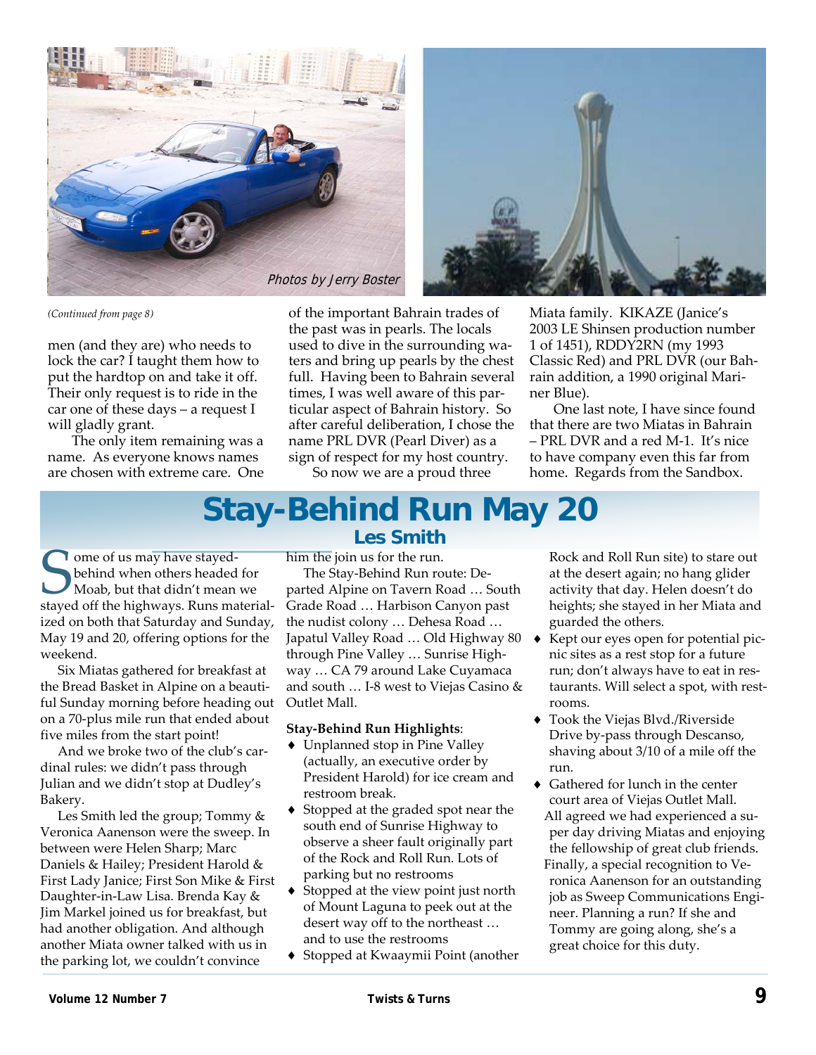Photos by Jerry Boster

*(Continued from page 8)*

men (and they are) who needs to lock the car? I taught them how to put the hardtop on and take it off. Their only request is to ride in the car one of these days – a request I will gladly grant.

The only item remaining was a name. As everyone knows names are chosen with extreme care. One of the important Bahrain trades of the past was in pearls. The locals used to dive in the surrounding waters and bring up pearls by the chest full. Having been to Bahrain several times, I was well aware of this particular aspect of Bahrain history. So after careful deliberation, I chose the name PRL DVR (Pearl Diver) as a sign of respect for my host country.

So now we are a proud three Miata family. KIKAZE (Janice's 2003 LE Shinsen production number 1 of 1451), RDDY2RN (my 1993 Classic Red) and PRL DVR (our Bahrain addition, a 1990 original Mariner Blue).

One last note, I have since found that there are two Miatas in Bahrain – PRL DVR and a red M-1. It's nice to have company even this far from home. Regards from the Sandbox.

# Stay-Behind Run May 20

## Les Smith

Some of us may have stayed-behind when others headed for Moab, but that didn't mean we stayed off the highways. Runs materialized on both that Saturday and Sunday, May 19 and 20, offering options for the weekend.

Six Miatas gathered for breakfast at the Bread Basket in Alpine on a beautiful Sunday morning before heading out on a 70-plus mile run that ended about five miles from the start point!

And we broke two of the club's cardinal rules: we didn't pass through Julian and we didn't stop at Dudley's Bakery.

Les Smith led the group; Tommy & Veronica Aanenson were the sweep. In between were Helen Sharp; Marc Daniels & Hailey; President Harold & First Lady Janice; First Son Mike & First Daughter-in-Law Lisa. Brenda Kay & Jim Markel joined us for breakfast, but had another obligation. And although another Miata owner talked with us in the parking lot, we couldn't convince him the join us for the run.

The Stay-Behind Run route: Departed Alpine on Tavern Road … South Grade Road … Harbison Canyon past the nudist colony … Dehesa Road … Japatul Valley Road … Old Highway 80 through Pine Valley … Sunrise Highway … CA 79 around Lake Cuyamaca and south … I-8 west to Viejas Casino & Outlet Mall.

**Stay-Behind Run Highlights**:

- Unplanned stop in Pine Valley (actually, an executive order by President Harold) for ice cream and restroom break.
- Stopped at the graded spot near the south end of Sunrise Highway to observe a sheer fault originally part of the Rock and Roll Run. Lots of parking but no restrooms
- Stopped at the view point just north of Mount Laguna to peek out at the desert way off to the northeast … and to use the restrooms
- Stopped at Kwaaymii Point (another Rock and Roll Run site) to stare out at the desert again; no hang glider activity that day. Helen doesn't do heights; she stayed in her Miata and guarded the others.
- Kept our eyes open for potential picnic sites as a rest stop for a future run; don't always have to eat in restaurants. Will select a spot, with restrooms.
- Took the Viejas Blvd./Riverside Drive by-pass through Descanso, shaving about 3/10 of a mile off the run.
- Gathered for lunch in the center court area of Viejas Outlet Mall.

All agreed we had experienced a super day driving Miatas and enjoying the fellowship of great club friends.

Finally, a special recognition to Veronica Aanenson for an outstanding job as Sweep Communications Engineer. Planning a run? If she and Tommy are going along, she's a great choice for this duty.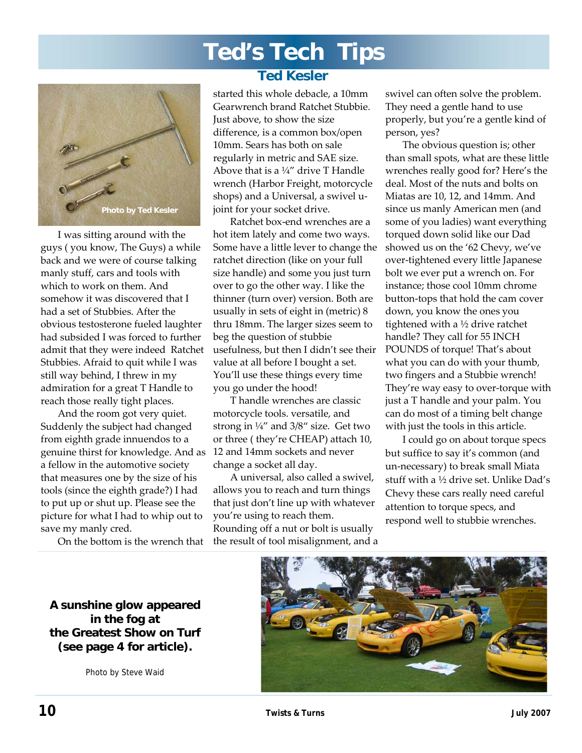# Ted's Tech Tips

## Ted Kesler

Photo by Ted Kesler

I was sitting around with the guys ( you know, The Guys) a while back and we were of course talking manly stuff, cars and tools with which to work on them. And somehow it was discovered that I had a set of Stubbies. After the obvious testosterone fueled laughter had subsided I was forced to further admit that they were indeed Ratchet Stubbies. Afraid to quit while I was still way behind, I threw in my admiration for a great T Handle to reach those really tight places.

And the room got very quiet. Suddenly the subject had changed from eighth grade innuendos to a genuine thirst for knowledge. And as a fellow in the automotive society that measures one by the size of his tools (since the eighth grade?) I had to put up or shut up. Please see the picture for what I had to whip out to save my manly cred.

On the bottom is the wrench that started this whole debacle, a 10mm Gearwrench brand Ratchet Stubbie. Just above, to show the size difference, is a common box/open 10mm. Sears has both on sale regularly in metric and SAE size. Above that is a ¼" drive T Handle wrench (Harbor Freight, motorcycle shops) and a Universal, a swivel u-joint for your socket drive.

Ratchet box-end wrenches are a hot item lately and come two ways. Some have a little lever to change the ratchet direction (like on your full size handle) and some you just turn over to go the other way. I like the thinner (turn over) version. Both are usually in sets of eight in (metric) 8 thru 18mm. The larger sizes seem to beg the question of stubbie usefulness, but then I didn't see their value at all before I bought a set. You'll use these things every time you go under the hood!

T handle wrenches are classic motorcycle tools. versatile, and strong in ¼" and 3/8" size. Get two or three ( they're CHEAP) attach 10, 12 and 14mm sockets and never change a socket all day.

A universal, also called a swivel, allows you to reach and turn things that just don't line up with whatever you're using to reach them. Rounding off a nut or bolt is usually the result of tool misalignment, and a swivel can often solve the problem. They need a gentle hand to use properly, but you're a gentle kind of person, yes?

The obvious question is; other than small spots, what are these little wrenches really good for? Here's the deal. Most of the nuts and bolts on Miatas are 10, 12, and 14mm. And since us manly American men (and some of you ladies) want everything torqued down solid like our Dad showed us on the '62 Chevy, we've over-tightened every little Japanese bolt we ever put a wrench on. For instance; those cool 10mm chrome button-tops that hold the cam cover down, you know the ones you tightened with a ½ drive ratchet handle? They call for 55 INCH POUNDS of torque! That's about what you can do with your thumb, two fingers and a Stubbie wrench! They're way easy to over-torque with just a T handle and your palm. You can do most of a timing belt change with just the tools in this article.

I could go on about torque specs but suffice to say it's common (and un-necessary) to break small Miata stuff with a ½ drive set. Unlike Dad's Chevy these cars really need careful attention to torque specs, and respond well to stubbie wrenches.

**A sunshine glow appeared in the fog at the Greatest Show on Turf (see page 4 for article).**

Photo by Steve Waid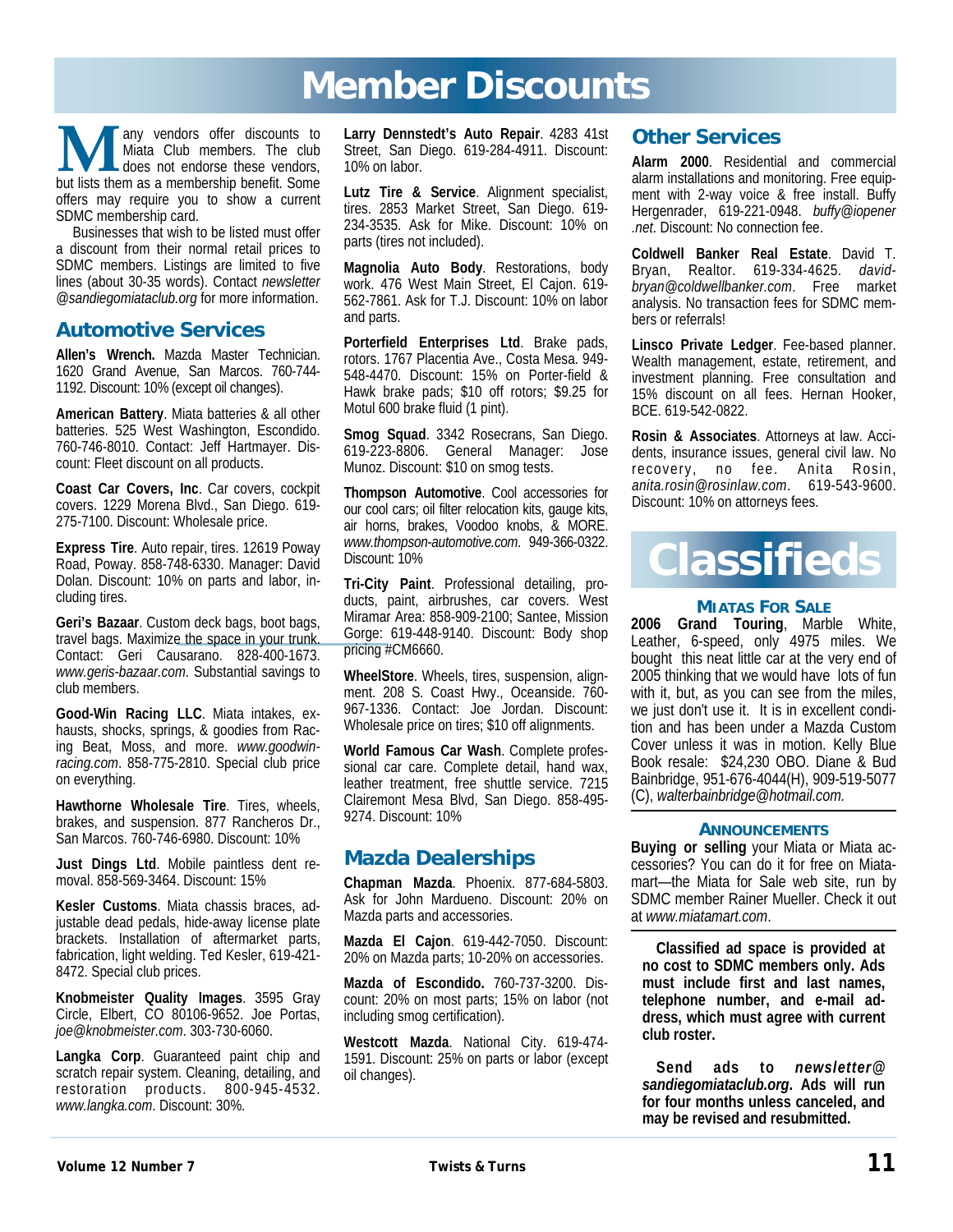# Member Discounts

Many vendors offer discounts to Miata Club members. The club does not endorse these vendors, but lists them as a membership benefit. Some offers may require you to show a current SDMC membership card.

Businesses that wish to be listed must offer a discount from their normal retail prices to SDMC members. Listings are limited to five lines (about 30-35 words). Contact *newsletter @sandiegomiataclub.org* for more information.

## Automotive Services

**Allen's Wrench.** Mazda Master Technician. 1620 Grand Avenue, San Marcos. 760-744-1192. Discount: 10% (except oil changes).

**American Battery**. Miata batteries & all other batteries. 525 West Washington, Escondido. 760-746-8010. Contact: Jeff Hartmayer. Discount: Fleet discount on all products.

**Coast Car Covers, Inc**. Car covers, cockpit covers. 1229 Morena Blvd., San Diego. 619-275-7100. Discount: Wholesale price.

**Express Tire**. Auto repair, tires. 12619 Poway Road, Poway. 858-748-6330. Manager: David Dolan. Discount: 10% on parts and labor, including tires.

**Geri's Bazaar**. Custom deck bags, boot bags, travel bags. Maximize the space in your trunk. Contact: Geri Causarano. 828-400-1673. *www.geris-bazaar.com*. Substantial savings to club members.

**Good-Win Racing LLC**. Miata intakes, exhausts, shocks, springs, & goodies from Racing Beat, Moss, and more. *www.goodwin-racing.com*. 858-775-2810. Special club price on everything.

**Hawthorne Wholesale Tire**. Tires, wheels, brakes, and suspension. 877 Rancheros Dr., San Marcos. 760-746-6980. Discount: 10%

**Just Dings Ltd**. Mobile paintless dent removal. 858-569-3464. Discount: 15%

**Kesler Customs**. Miata chassis braces, adjustable dead pedals, hide-away license plate brackets. Installation of aftermarket parts, fabrication, light welding. Ted Kesler, 619-421-8472. Special club prices.

**Knobmeister Quality Images**. 3595 Gray Circle, Elbert, CO 80106-9652. Joe Portas, *joe@knobmeister.com*. 303-730-6060.

**Langka Corp**. Guaranteed paint chip and scratch repair system. Cleaning, detailing, and restoration products. 800-945-4532. *www.langka.com*. Discount: 30%.

**Larry Dennstedt's Auto Repair**. 4283 41st Street, San Diego. 619-284-4911. Discount: 10% on labor.

**Lutz Tire & Service**. Alignment specialist, tires. 2853 Market Street, San Diego. 619-234-3535. Ask for Mike. Discount: 10% on parts (tires not included).

**Magnolia Auto Body**. Restorations, body work. 476 West Main Street, El Cajon. 619-562-7861. Ask for T.J. Discount: 10% on labor and parts.

**Porterfield Enterprises Ltd**. Brake pads, rotors. 1767 Placentia Ave., Costa Mesa. 949-548-4470. Discount: 15% on Porter-field & Hawk brake pads; $10 off rotors; $9.25 for Motul 600 brake fluid (1 pint).

**Smog Squad**. 3342 Rosecrans, San Diego. 619-223-8806. General Manager: Jose Munoz. Discount: $10 on smog tests.

**Thompson Automotive**. Cool accessories for our cool cars; oil filter relocation kits, gauge kits, air horns, brakes, Voodoo knobs, & MORE. *www.thompson-automotive.com*. 949-366-0322. Discount: 10%

**Tri-City Paint**. Professional detailing, products, paint, airbrushes, car covers. West Miramar Area: 858-909-2100; Santee, Mission Gorge: 619-448-9140. Discount: Body shop pricing #CM6660.

**WheelStore**. Wheels, tires, suspension, alignment. 208 S. Coast Hwy., Oceanside. 760-967-1336. Contact: Joe Jordan. Discount: Wholesale price on tires; $10 off alignments.

**World Famous Car Wash**. Complete professional car care. Complete detail, hand wax, leather treatment, free shuttle service. 7215 Clairemont Mesa Blvd, San Diego. 858-495-9274. Discount: 10%

## Mazda Dealerships

**Chapman Mazda**. Phoenix. 877-684-5803. Ask for John Mardueno. Discount: 20% on Mazda parts and accessories.

**Mazda El Cajon**. 619-442-7050. Discount: 20% on Mazda parts; 10-20% on accessories.

**Mazda of Escondido.** 760-737-3200. Discount: 20% on most parts; 15% on labor (not including smog certification).

**Westcott Mazda**. National City. 619-474-1591. Discount: 25% on parts or labor (except oil changes).

## Other Services

**Alarm 2000**. Residential and commercial alarm installations and monitoring. Free equipment with 2-way voice & free install. Buffy Hergenrader, 619-221-0948. *buffy@iopener .net*. Discount: No connection fee.

**Coldwell Banker Real Estate**. David T. Bryan, Realtor. 619-334-4625. *david-bryan@coldwellbanker.com*. Free market analysis. No transaction fees for SDMC members or referrals!

**Linsco Private Ledger**. Fee-based planner. Wealth management, estate, retirement, and investment planning. Free consultation and 15% discount on all fees. Hernan Hooker, BCE. 619-542-0822.

**Rosin & Associates**. Attorneys at law. Accidents, insurance issues, general civil law. No recovery, no fee. Anita Rosin, *anita.rosin@rosinlaw.com*. 619-543-9600. Discount: 10% on attorneys fees.

# Classifieds

### Miatas For Sale

**2006 Grand Touring**, Marble White, Leather, 6-speed, only 4975 miles. We bought this neat little car at the very end of 2005 thinking that we would have lots of fun with it, but, as you can see from the miles, we just don't use it. It is in excellent condition and has been under a Mazda Custom Cover unless it was in motion. Kelly Blue Book resale: $24,230 OBO. Diane & Bud Bainbridge, 951-676-4044(H), 909-519-5077 (C), *walterbainbridge@hotmail.com.*

### Announcements

**Buying or selling** your Miata or Miata accessories? You can do it for free on Miatamart—the Miata for Sale web site, run by SDMC member Rainer Mueller. Check it out at *www.miatamart.com*.

**Classified ad space is provided at no cost to SDMC members only. Ads must include first and last names, telephone number, and e-mail address, which must agree with current club roster.**

**Send ads to *newsletter@ sandiegomiataclub.org*. Ads will run for four months unless canceled, and may be revised and resubmitted.**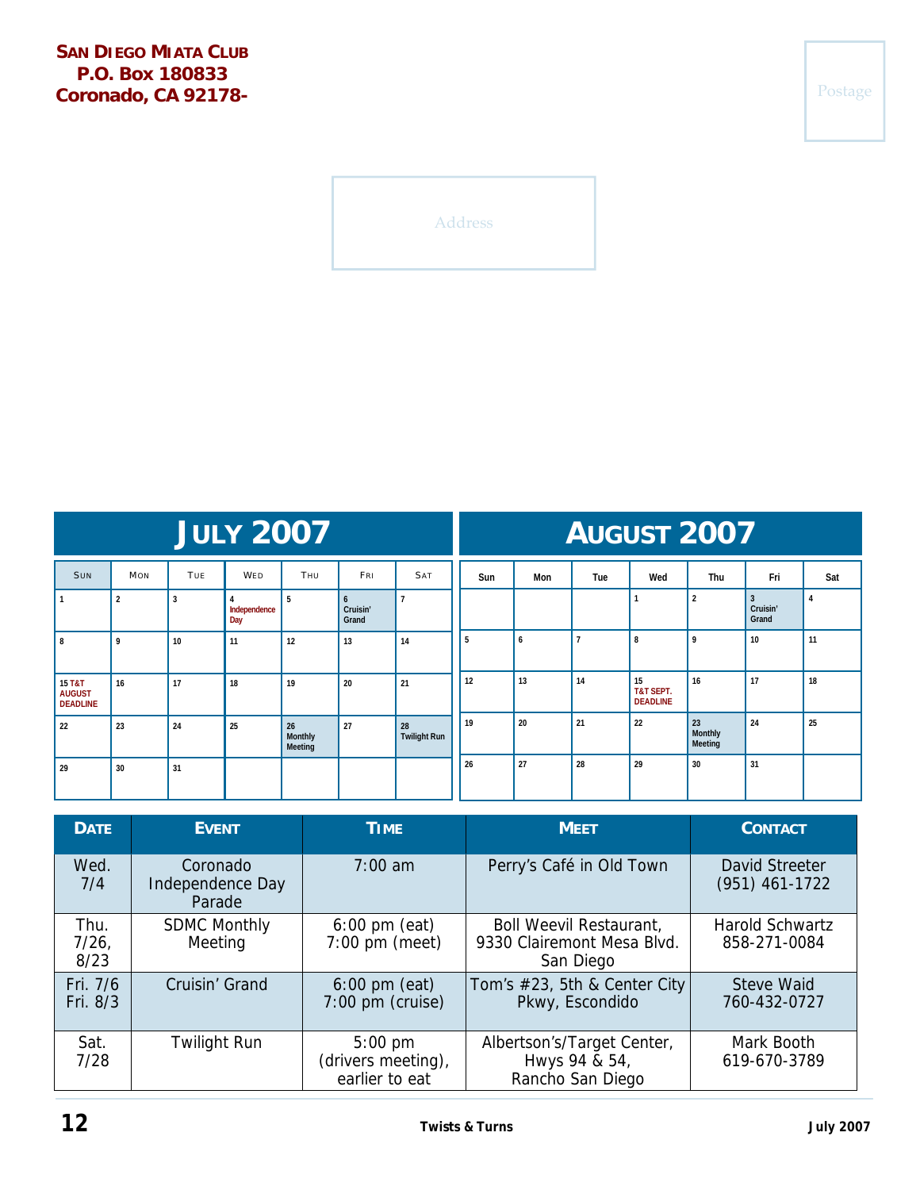**SAN DIEGO MIATA CLUB**
**P.O. Box 180833**
**Coronado, CA 92178-**

Postage

Address

## JULY 2007

| SUN | MON | TUE | WED | THU | FRI | SAT |
|---|---|---|---|---|---|---|
| 1 | 2 | 3 | 4 Independence Day | 5 | 6 Cruisin' Grand | 7 |
| 8 | 9 | 10 | 11 | 12 | 13 | 14 |
| 15 T&T AUGUST DEADLINE | 16 | 17 | 18 | 19 | 20 | 21 |
| 22 | 23 | 24 | 25 | 26 Monthly Meeting | 27 | 28 Twilight Run |
| 29 | 30 | 31 | | | | |

## AUGUST 2007

| Sun | Mon | Tue | Wed | Thu | Fri | Sat |
|---|---|---|---|---|---|---|
| | | | 1 | 2 | 3 Cruisin' Grand | 4 |
| 5 | 6 | 7 | 8 | 9 | 10 | 11 |
| 12 | 13 | 14 | 15 T&T SEPT. DEADLINE | 16 | 17 | 18 |
| 19 | 20 | 21 | 22 | 23 Monthly Meeting | 24 | 25 |
| 26 | 27 | 28 | 29 | 30 | 31 | |

| DATE | EVENT | TIME | MEET | CONTACT |
|---|---|---|---|---|
| Wed. 7/4 | Coronado Independence Day Parade | 7:00 am | Perry's Café in Old Town | David Streeter (951) 461-1722 |
| Thu. 7/26, 8/23 | SDMC Monthly Meeting | 6:00 pm (eat) 7:00 pm (meet) | Boll Weevil Restaurant, 9330 Clairemont Mesa Blvd. San Diego | Harold Schwartz 858-271-0084 |
| Fri. 7/6 Fri. 8/3 | Cruisin' Grand | 6:00 pm (eat) 7:00 pm (cruise) | Tom's #23, 5th & Center City Pkwy, Escondido | Steve Waid 760-432-0727 |
| Sat. 7/28 | Twilight Run | 5:00 pm (drivers meeting), earlier to eat | Albertson's/Target Center, Hwys 94 & 54, Rancho San Diego | Mark Booth 619-670-3789 |